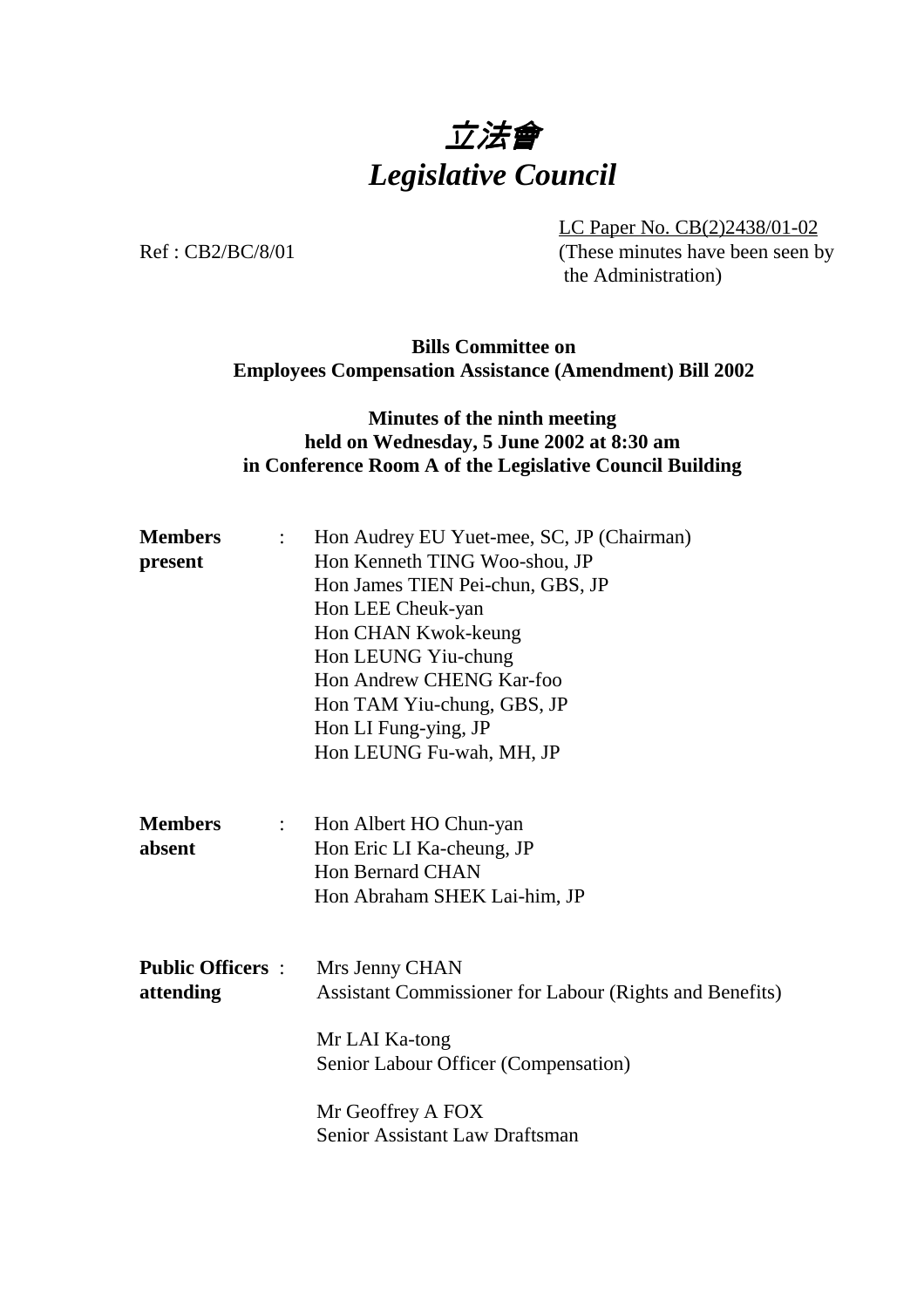# 立法會
# *Legislative Council*

LC Paper No. CB(2)2438/01-02
(These minutes have been seen by the Administration)

Ref : CB2/BC/8/01

**Bills Committee on Employees Compensation Assistance (Amendment) Bill 2002**

**Minutes of the ninth meeting held on Wednesday, 5 June 2002 at 8:30 am in Conference Room A of the Legislative Council Building**

**Members present** :
Hon Audrey EU Yuet-mee, SC, JP (Chairman)
Hon Kenneth TING Woo-shou, JP
Hon James TIEN Pei-chun, GBS, JP
Hon LEE Cheuk-yan
Hon CHAN Kwok-keung
Hon LEUNG Yiu-chung
Hon Andrew CHENG Kar-foo
Hon TAM Yiu-chung, GBS, JP
Hon LI Fung-ying, JP
Hon LEUNG Fu-wah, MH, JP

**Members absent** :
Hon Albert HO Chun-yan
Hon Eric LI Ka-cheung, JP
Hon Bernard CHAN
Hon Abraham SHEK Lai-him, JP

**Public Officers attending** :
Mrs Jenny CHAN
Assistant Commissioner for Labour (Rights and Benefits)

Mr LAI Ka-tong
Senior Labour Officer (Compensation)

Mr Geoffrey A FOX
Senior Assistant Law Draftsman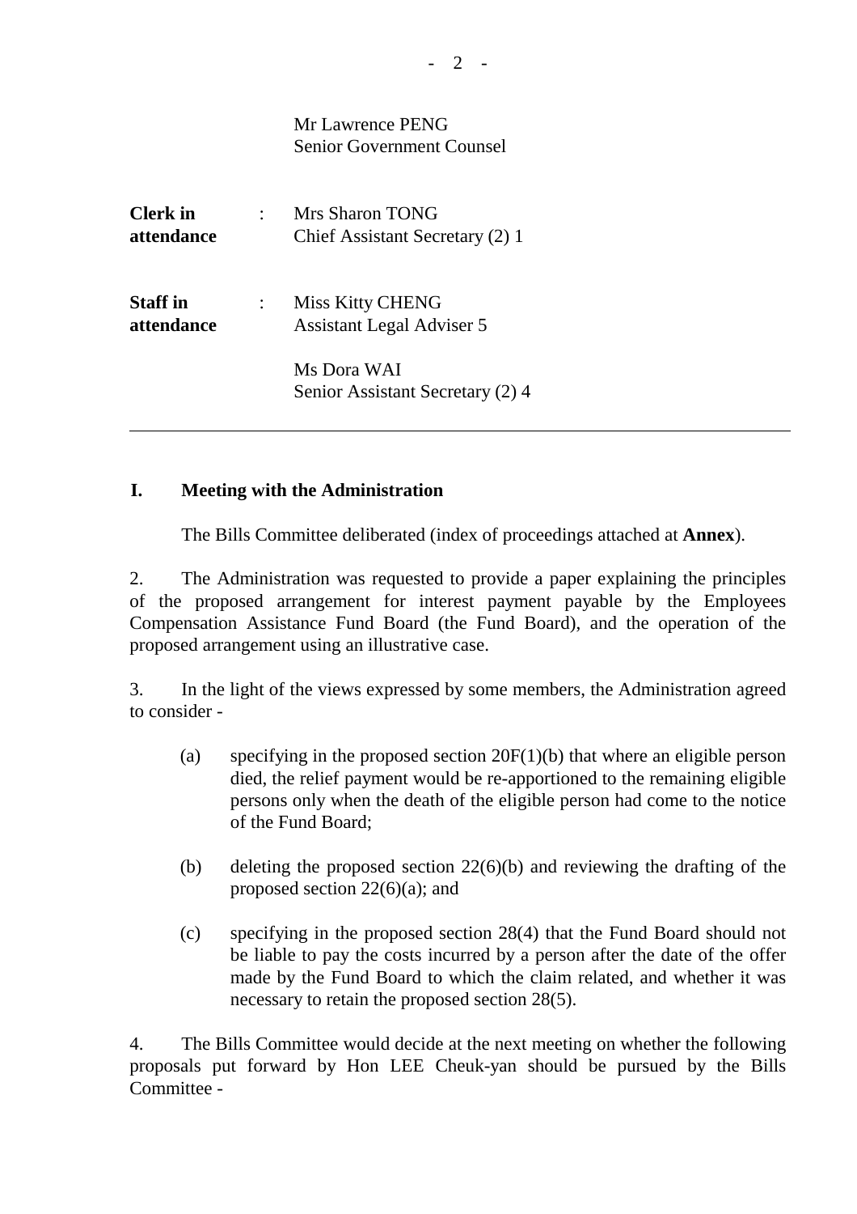Mr Lawrence PENG
Senior Government Counsel

| | | |
|---|---|---|
| **Clerk in attendance** | : | Mrs Sharon TONG<br>Chief Assistant Secretary (2) 1 |
| **Staff in attendance** | : | Miss Kitty CHENG<br>Assistant Legal Adviser 5<br><br>Ms Dora WAI<br>Senior Assistant Secretary (2) 4 |

---

## I. Meeting with the Administration

The Bills Committee deliberated (index of proceedings attached at **Annex**).

2. The Administration was requested to provide a paper explaining the principles of the proposed arrangement for interest payment payable by the Employees Compensation Assistance Fund Board (the Fund Board), and the operation of the proposed arrangement using an illustrative case.

3. In the light of the views expressed by some members, the Administration agreed to consider -

(a) specifying in the proposed section 20F(1)(b) that where an eligible person died, the relief payment would be re-apportioned to the remaining eligible persons only when the death of the eligible person had come to the notice of the Fund Board;

(b) deleting the proposed section 22(6)(b) and reviewing the drafting of the proposed section 22(6)(a); and

(c) specifying in the proposed section 28(4) that the Fund Board should not be liable to pay the costs incurred by a person after the date of the offer made by the Fund Board to which the claim related, and whether it was necessary to retain the proposed section 28(5).

4. The Bills Committee would decide at the next meeting on whether the following proposals put forward by Hon LEE Cheuk-yan should be pursued by the Bills Committee -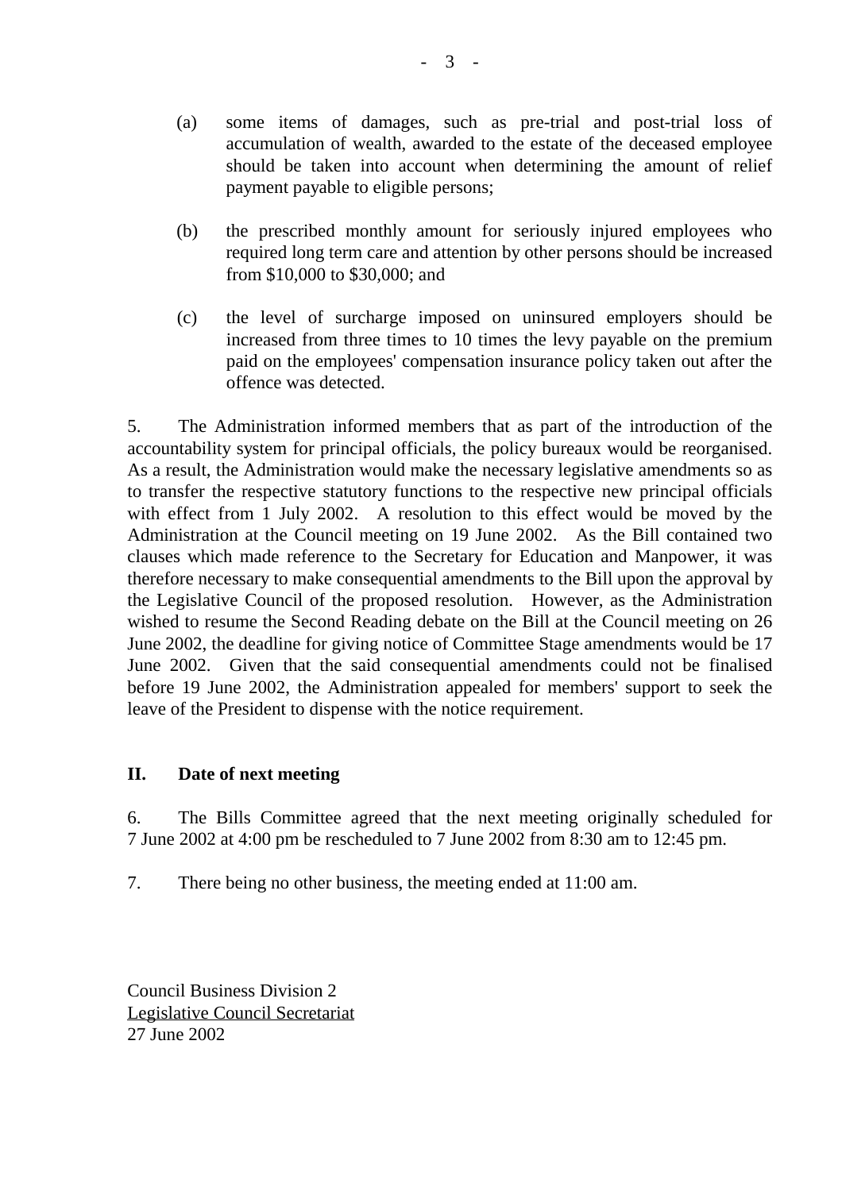(a) some items of damages, such as pre-trial and post-trial loss of accumulation of wealth, awarded to the estate of the deceased employee should be taken into account when determining the amount of relief payment payable to eligible persons;

(b) the prescribed monthly amount for seriously injured employees who required long term care and attention by other persons should be increased from $10,000 to $30,000; and

(c) the level of surcharge imposed on uninsured employers should be increased from three times to 10 times the levy payable on the premium paid on the employees' compensation insurance policy taken out after the offence was detected.

5. The Administration informed members that as part of the introduction of the accountability system for principal officials, the policy bureaux would be reorganised. As a result, the Administration would make the necessary legislative amendments so as to transfer the respective statutory functions to the respective new principal officials with effect from 1 July 2002. A resolution to this effect would be moved by the Administration at the Council meeting on 19 June 2002. As the Bill contained two clauses which made reference to the Secretary for Education and Manpower, it was therefore necessary to make consequential amendments to the Bill upon the approval by the Legislative Council of the proposed resolution. However, as the Administration wished to resume the Second Reading debate on the Bill at the Council meeting on 26 June 2002, the deadline for giving notice of Committee Stage amendments would be 17 June 2002. Given that the said consequential amendments could not be finalised before 19 June 2002, the Administration appealed for members' support to seek the leave of the President to dispense with the notice requirement.

## II. Date of next meeting

6. The Bills Committee agreed that the next meeting originally scheduled for 7 June 2002 at 4:00 pm be rescheduled to 7 June 2002 from 8:30 am to 12:45 pm.

7. There being no other business, the meeting ended at 11:00 am.

Council Business Division 2
Legislative Council Secretariat
27 June 2002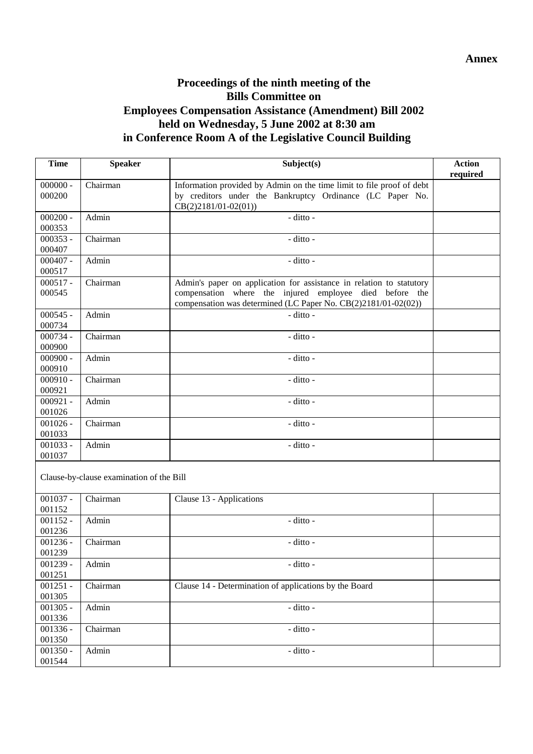**Annex**

# Proceedings of the ninth meeting of the Bills Committee on Employees Compensation Assistance (Amendment) Bill 2002 held on Wednesday, 5 June 2002 at 8:30 am in Conference Room A of the Legislative Council Building

| Time | Speaker | Subject(s) | Action required |
|---|---|---|---|
| 000000 - 000200 | Chairman | Information provided by Admin on the time limit to file proof of debt by creditors under the Bankruptcy Ordinance (LC Paper No. CB(2)2181/01-02(01)) | |
| 000200 - 000353 | Admin | - ditto - | |
| 000353 - 000407 | Chairman | - ditto - | |
| 000407 - 000517 | Admin | - ditto - | |
| 000517 - 000545 | Chairman | Admin's paper on application for assistance in relation to statutory compensation where the injured employee died before the compensation was determined (LC Paper No. CB(2)2181/01-02(02)) | |
| 000545 - 000734 | Admin | - ditto - | |
| 000734 - 000900 | Chairman | - ditto - | |
| 000900 - 000910 | Admin | - ditto - | |
| 000910 - 000921 | Chairman | - ditto - | |
| 000921 - 001026 | Admin | - ditto - | |
| 001026 - 001033 | Chairman | - ditto - | |
| 001033 - 001037 | Admin | - ditto - | |
| Clause-by-clause examination of the Bill | | | |
| 001037 - 001152 | Chairman | Clause 13 - Applications | |
| 001152 - 001236 | Admin | - ditto - | |
| 001236 - 001239 | Chairman | - ditto - | |
| 001239 - 001251 | Admin | - ditto - | |
| 001251 - 001305 | Chairman | Clause 14 - Determination of applications by the Board | |
| 001305 - 001336 | Admin | - ditto - | |
| 001336 - 001350 | Chairman | - ditto - | |
| 001350 - 001544 | Admin | - ditto - | |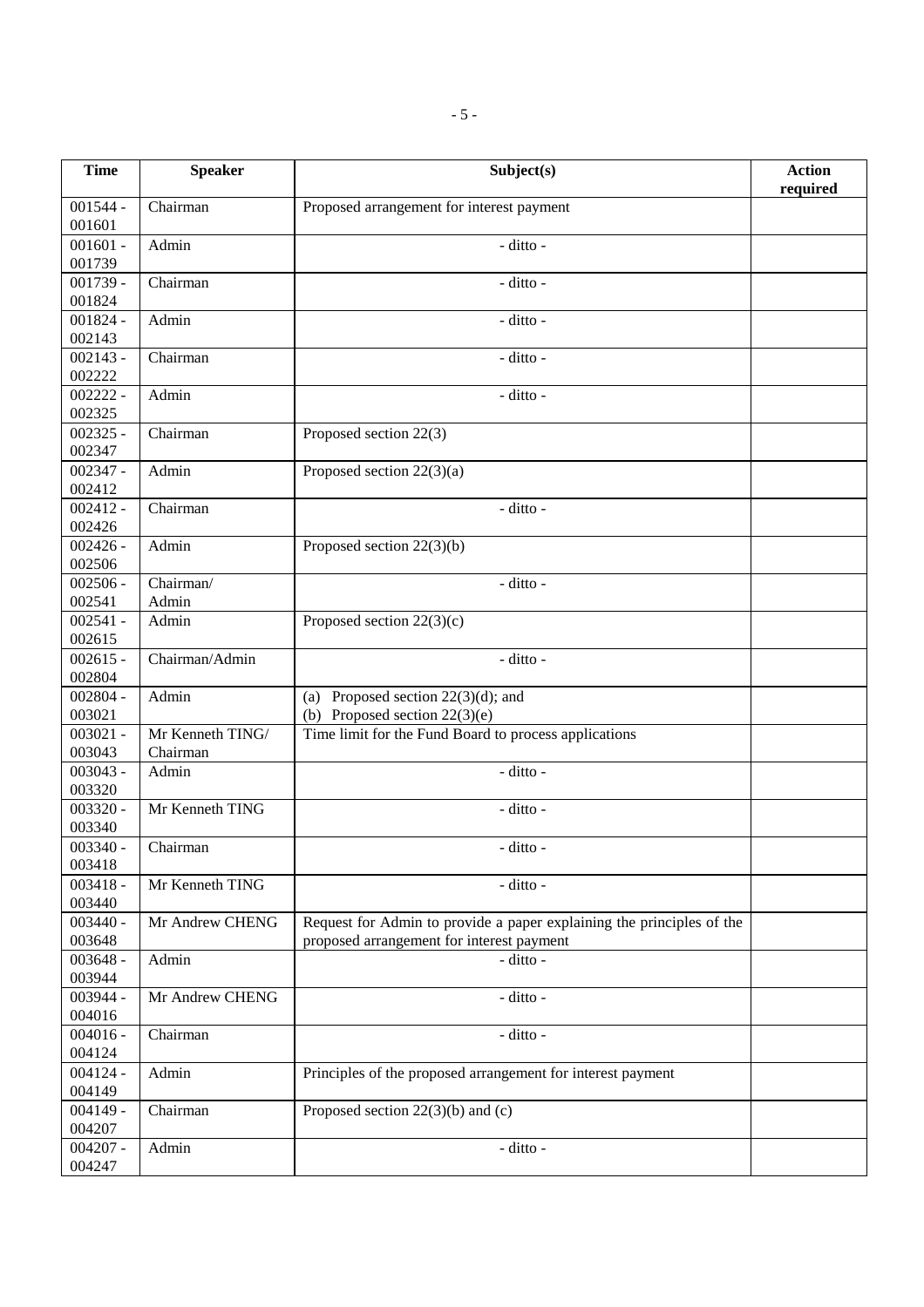| Time | Speaker | Subject(s) | Action required |
|---|---|---|---|
| 001544 - 001601 | Chairman | Proposed arrangement for interest payment | |
| 001601 - 001739 | Admin | - ditto - | |
| 001739 - 001824 | Chairman | - ditto - | |
| 001824 - 002143 | Admin | - ditto - | |
| 002143 - 002222 | Chairman | - ditto - | |
| 002222 - 002325 | Admin | - ditto - | |
| 002325 - 002347 | Chairman | Proposed section 22(3) | |
| 002347 - 002412 | Admin | Proposed section 22(3)(a) | |
| 002412 - 002426 | Chairman | - ditto - | |
| 002426 - 002506 | Admin | Proposed section 22(3)(b) | |
| 002506 - 002541 | Chairman/ Admin | - ditto - | |
| 002541 - 002615 | Admin | Proposed section 22(3)(c) | |
| 002615 - 002804 | Chairman/Admin | - ditto - | |
| 002804 - 003021 | Admin | (a) Proposed section 22(3)(d); and<br>(b) Proposed section 22(3)(e) | |
| 003021 - 003043 | Mr Kenneth TING/ Chairman | Time limit for the Fund Board to process applications | |
| 003043 - 003320 | Admin | - ditto - | |
| 003320 - 003340 | Mr Kenneth TING | - ditto - | |
| 003340 - 003418 | Chairman | - ditto - | |
| 003418 - 003440 | Mr Kenneth TING | - ditto - | |
| 003440 - 003648 | Mr Andrew CHENG | Request for Admin to provide a paper explaining the principles of the proposed arrangement for interest payment | |
| 003648 - 003944 | Admin | - ditto - | |
| 003944 - 004016 | Mr Andrew CHENG | - ditto - | |
| 004016 - 004124 | Chairman | - ditto - | |
| 004124 - 004149 | Admin | Principles of the proposed arrangement for interest payment | |
| 004149 - 004207 | Chairman | Proposed section 22(3)(b) and (c) | |
| 004207 - 004247 | Admin | - ditto - | |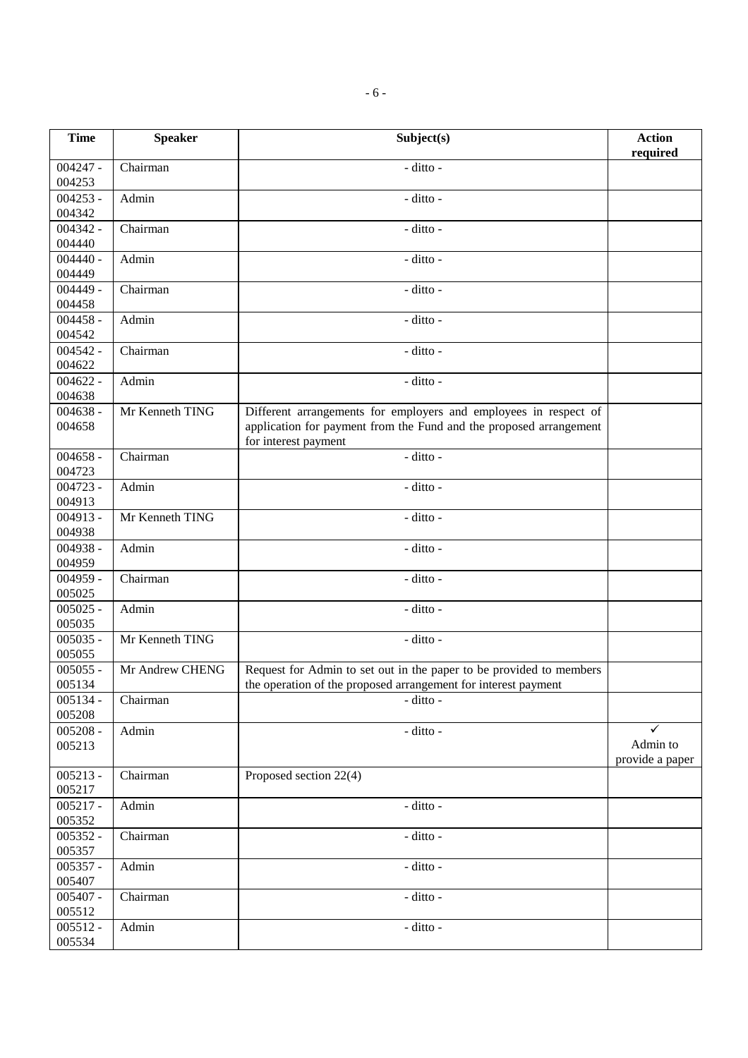| Time | Speaker | Subject(s) | Action required |
|---|---|---|---|
| 004247 - 004253 | Chairman | - ditto - | |
| 004253 - 004342 | Admin | - ditto - | |
| 004342 - 004440 | Chairman | - ditto - | |
| 004440 - 004449 | Admin | - ditto - | |
| 004449 - 004458 | Chairman | - ditto - | |
| 004458 - 004542 | Admin | - ditto - | |
| 004542 - 004622 | Chairman | - ditto - | |
| 004622 - 004638 | Admin | - ditto - | |
| 004638 - 004658 | Mr Kenneth TING | Different arrangements for employers and employees in respect of application for payment from the Fund and the proposed arrangement for interest payment | |
| 004658 - 004723 | Chairman | - ditto - | |
| 004723 - 004913 | Admin | - ditto - | |
| 004913 - 004938 | Mr Kenneth TING | - ditto - | |
| 004938 - 004959 | Admin | - ditto - | |
| 004959 - 005025 | Chairman | - ditto - | |
| 005025 - 005035 | Admin | - ditto - | |
| 005035 - 005055 | Mr Kenneth TING | - ditto - | |
| 005055 - 005134 | Mr Andrew CHENG | Request for Admin to set out in the paper to be provided to members the operation of the proposed arrangement for interest payment | |
| 005134 - 005208 | Chairman | - ditto - | |
| 005208 - 005213 | Admin | - ditto - | ✓ Admin to provide a paper |
| 005213 - 005217 | Chairman | Proposed section 22(4) | |
| 005217 - 005352 | Admin | - ditto - | |
| 005352 - 005357 | Chairman | - ditto - | |
| 005357 - 005407 | Admin | - ditto - | |
| 005407 - 005512 | Chairman | - ditto - | |
| 005512 - 005534 | Admin | - ditto - | |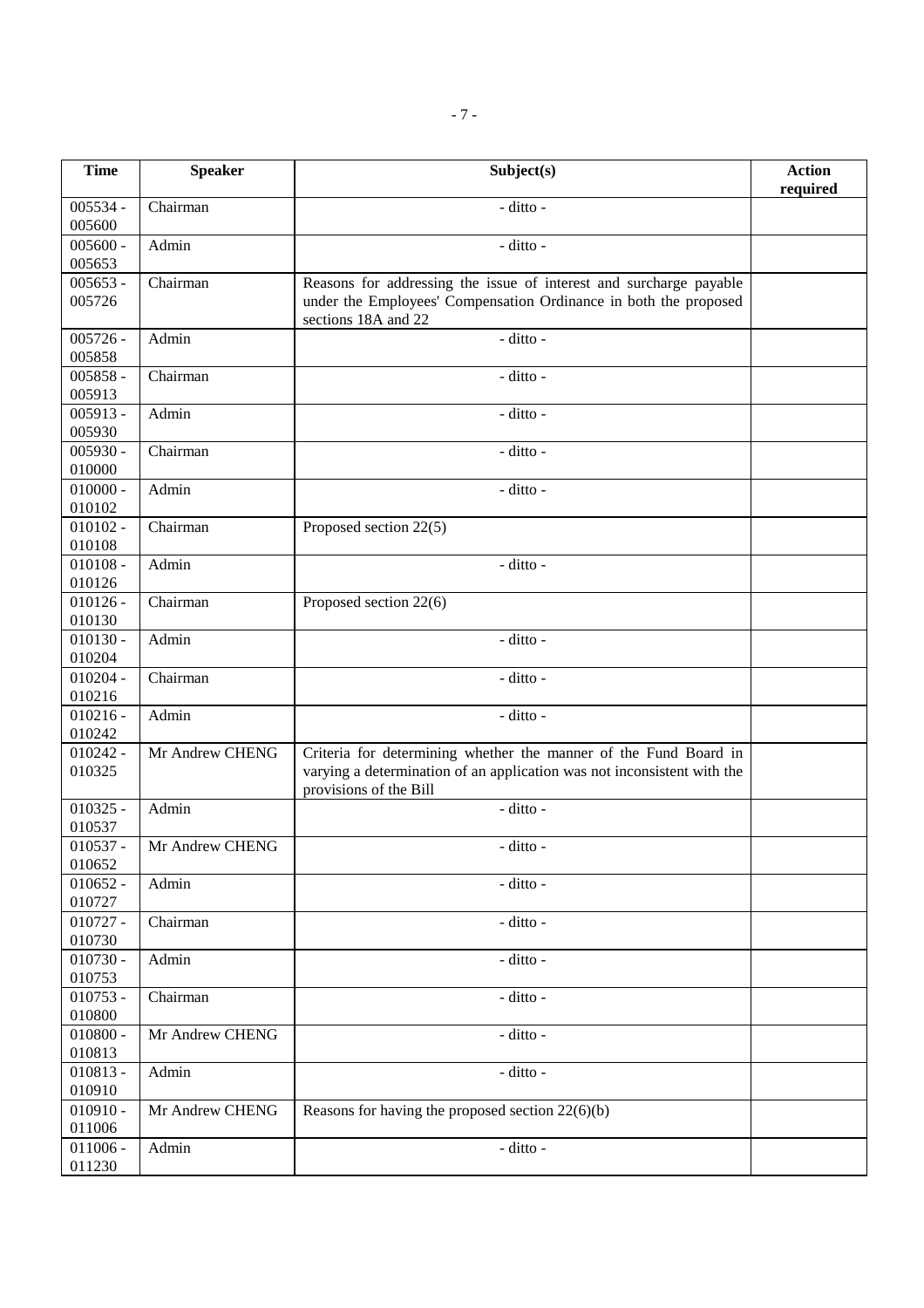| Time | Speaker | Subject(s) | Action required |
|---|---|---|---|
| 005534 - 005600 | Chairman | - ditto - | |
| 005600 - 005653 | Admin | - ditto - | |
| 005653 - 005726 | Chairman | Reasons for addressing the issue of interest and surcharge payable under the Employees' Compensation Ordinance in both the proposed sections 18A and 22 | |
| 005726 - 005858 | Admin | - ditto - | |
| 005858 - 005913 | Chairman | - ditto - | |
| 005913 - 005930 | Admin | - ditto - | |
| 005930 - 010000 | Chairman | - ditto - | |
| 010000 - 010102 | Admin | - ditto - | |
| 010102 - 010108 | Chairman | Proposed section 22(5) | |
| 010108 - 010126 | Admin | - ditto - | |
| 010126 - 010130 | Chairman | Proposed section 22(6) | |
| 010130 - 010204 | Admin | - ditto - | |
| 010204 - 010216 | Chairman | - ditto - | |
| 010216 - 010242 | Admin | - ditto - | |
| 010242 - 010325 | Mr Andrew CHENG | Criteria for determining whether the manner of the Fund Board in varying a determination of an application was not inconsistent with the provisions of the Bill | |
| 010325 - 010537 | Admin | - ditto - | |
| 010537 - 010652 | Mr Andrew CHENG | - ditto - | |
| 010652 - 010727 | Admin | - ditto - | |
| 010727 - 010730 | Chairman | - ditto - | |
| 010730 - 010753 | Admin | - ditto - | |
| 010753 - 010800 | Chairman | - ditto - | |
| 010800 - 010813 | Mr Andrew CHENG | - ditto - | |
| 010813 - 010910 | Admin | - ditto - | |
| 010910 - 011006 | Mr Andrew CHENG | Reasons for having the proposed section 22(6)(b) | |
| 011006 - 011230 | Admin | - ditto - | |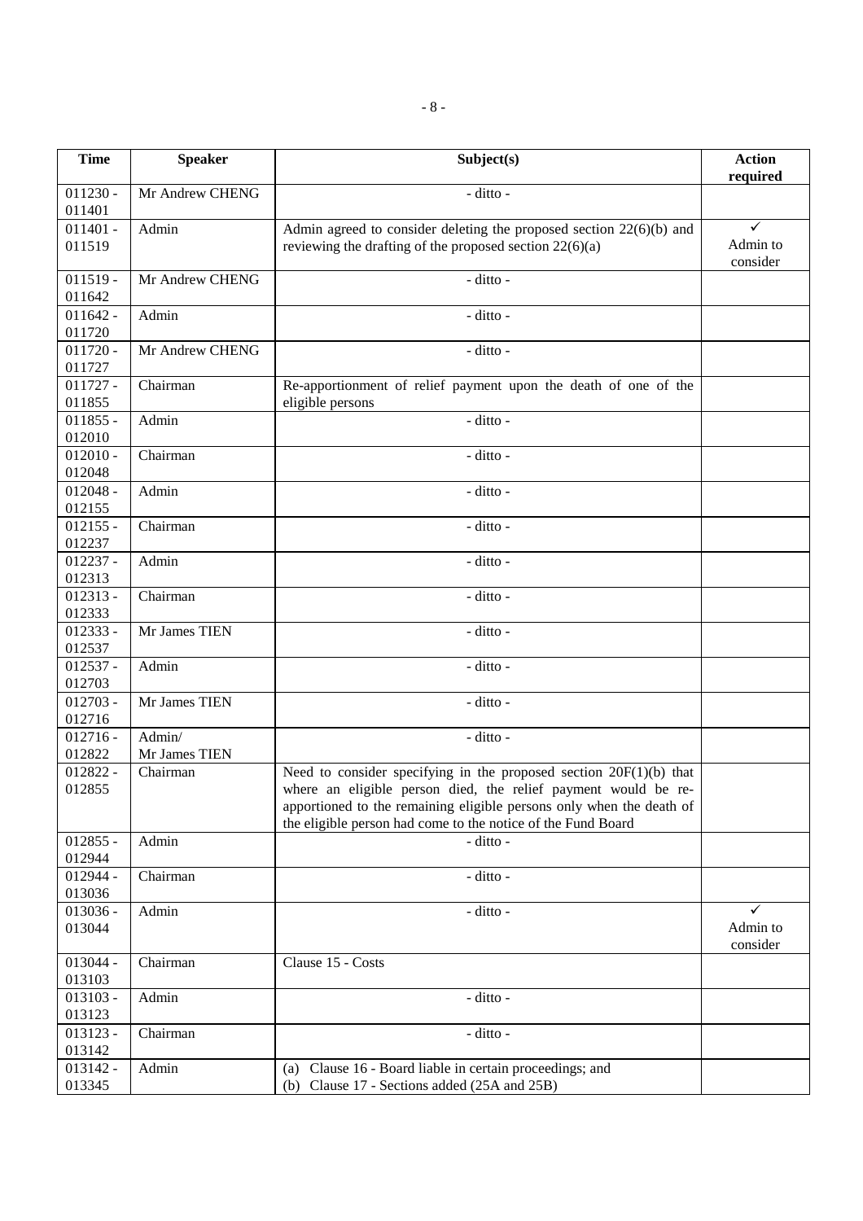| Time | Speaker | Subject(s) | Action required |
|---|---|---|---|
| 011230 - 011401 | Mr Andrew CHENG | - ditto - | |
| 011401 - 011519 | Admin | Admin agreed to consider deleting the proposed section 22(6)(b) and reviewing the drafting of the proposed section 22(6)(a) | ✓ Admin to consider |
| 011519 - 011642 | Mr Andrew CHENG | - ditto - | |
| 011642 - 011720 | Admin | - ditto - | |
| 011720 - 011727 | Mr Andrew CHENG | - ditto - | |
| 011727 - 011855 | Chairman | Re-apportionment of relief payment upon the death of one of the eligible persons | |
| 011855 - 012010 | Admin | - ditto - | |
| 012010 - 012048 | Chairman | - ditto - | |
| 012048 - 012155 | Admin | - ditto - | |
| 012155 - 012237 | Chairman | - ditto - | |
| 012237 - 012313 | Admin | - ditto - | |
| 012313 - 012333 | Chairman | - ditto - | |
| 012333 - 012537 | Mr James TIEN | - ditto - | |
| 012537 - 012703 | Admin | - ditto - | |
| 012703 - 012716 | Mr James TIEN | - ditto - | |
| 012716 - 012822 | Admin/ Mr James TIEN | - ditto - | |
| 012822 - 012855 | Chairman | Need to consider specifying in the proposed section 20F(1)(b) that where an eligible person died, the relief payment would be re-apportioned to the remaining eligible persons only when the death of the eligible person had come to the notice of the Fund Board | |
| 012855 - 012944 | Admin | - ditto - | |
| 012944 - 013036 | Chairman | - ditto - | |
| 013036 - 013044 | Admin | - ditto - | ✓ Admin to consider |
| 013044 - 013103 | Chairman | Clause 15 - Costs | |
| 013103 - 013123 | Admin | - ditto - | |
| 013123 - 013142 | Chairman | - ditto - | |
| 013142 - 013345 | Admin | (a) Clause 16 - Board liable in certain proceedings; and (b) Clause 17 - Sections added (25A and 25B) | |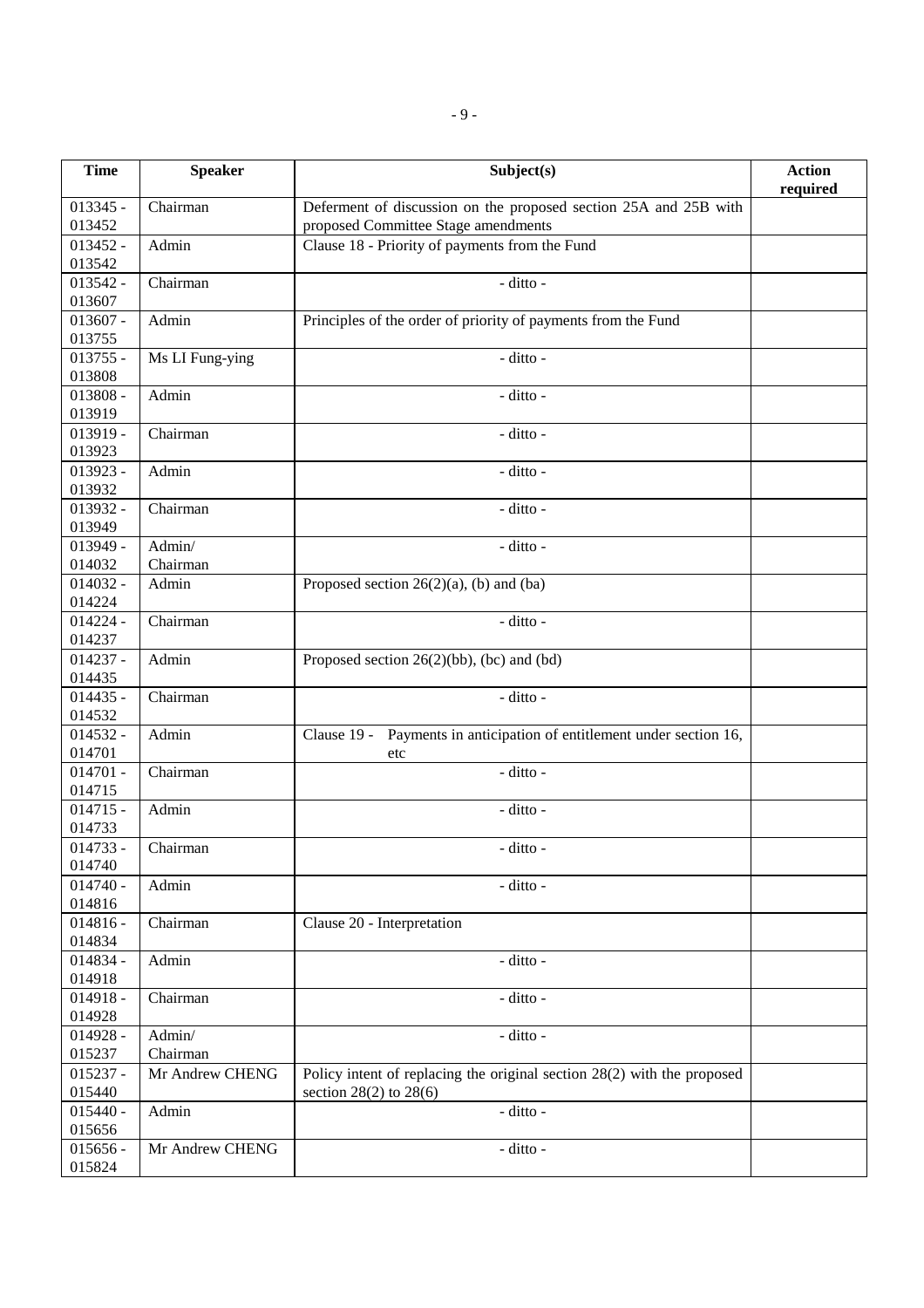| Time | Speaker | Subject(s) | Action required |
|---|---|---|---|
| 013345 - 013452 | Chairman | Deferment of discussion on the proposed section 25A and 25B with proposed Committee Stage amendments | |
| 013452 - 013542 | Admin | Clause 18 - Priority of payments from the Fund | |
| 013542 - 013607 | Chairman | - ditto - | |
| 013607 - 013755 | Admin | Principles of the order of priority of payments from the Fund | |
| 013755 - 013808 | Ms LI Fung-ying | - ditto - | |
| 013808 - 013919 | Admin | - ditto - | |
| 013919 - 013923 | Chairman | - ditto - | |
| 013923 - 013932 | Admin | - ditto - | |
| 013932 - 013949 | Chairman | - ditto - | |
| 013949 - 014032 | Admin/ Chairman | - ditto - | |
| 014032 - 014224 | Admin | Proposed section 26(2)(a), (b) and (ba) | |
| 014224 - 014237 | Chairman | - ditto - | |
| 014237 - 014435 | Admin | Proposed section 26(2)(bb), (bc) and (bd) | |
| 014435 - 014532 | Chairman | - ditto - | |
| 014532 - 014701 | Admin | Clause 19 - Payments in anticipation of entitlement under section 16, etc | |
| 014701 - 014715 | Chairman | - ditto - | |
| 014715 - 014733 | Admin | - ditto - | |
| 014733 - 014740 | Chairman | - ditto - | |
| 014740 - 014816 | Admin | - ditto - | |
| 014816 - 014834 | Chairman | Clause 20 - Interpretation | |
| 014834 - 014918 | Admin | - ditto - | |
| 014918 - 014928 | Chairman | - ditto - | |
| 014928 - 015237 | Admin/ Chairman | - ditto - | |
| 015237 - 015440 | Mr Andrew CHENG | Policy intent of replacing the original section 28(2) with the proposed section 28(2) to 28(6) | |
| 015440 - 015656 | Admin | - ditto - | |
| 015656 - 015824 | Mr Andrew CHENG | - ditto - | |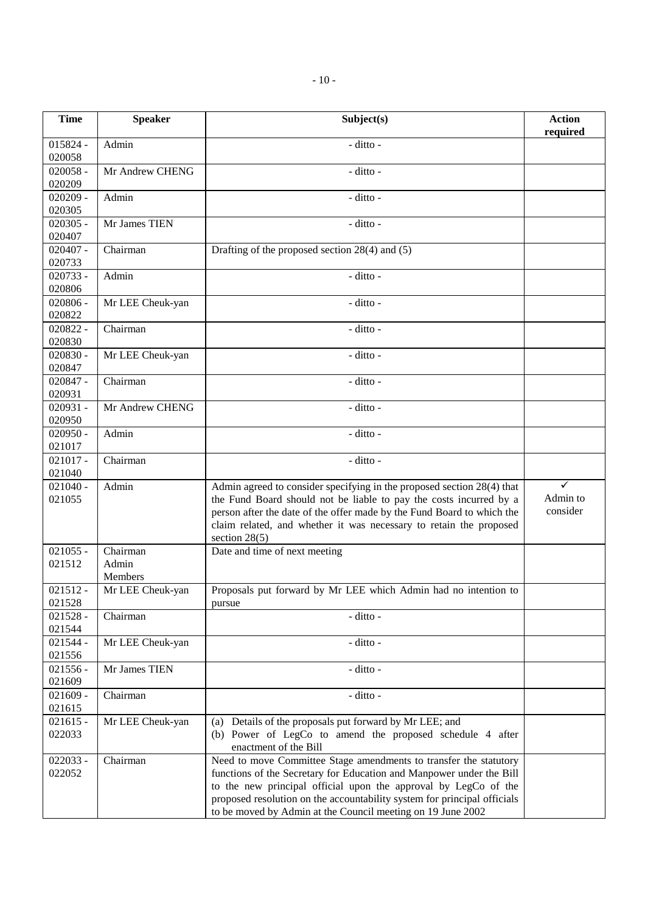| Time | Speaker | Subject(s) | Action required |
|---|---|---|---|
| 015824 - 020058 | Admin | - ditto - | |
| 020058 - 020209 | Mr Andrew CHENG | - ditto - | |
| 020209 - 020305 | Admin | - ditto - | |
| 020305 - 020407 | Mr James TIEN | - ditto - | |
| 020407 - 020733 | Chairman | Drafting of the proposed section 28(4) and (5) | |
| 020733 - 020806 | Admin | - ditto - | |
| 020806 - 020822 | Mr LEE Cheuk-yan | - ditto - | |
| 020822 - 020830 | Chairman | - ditto - | |
| 020830 - 020847 | Mr LEE Cheuk-yan | - ditto - | |
| 020847 - 020931 | Chairman | - ditto - | |
| 020931 - 020950 | Mr Andrew CHENG | - ditto - | |
| 020950 - 021017 | Admin | - ditto - | |
| 021017 - 021040 | Chairman | - ditto - | |
| 021040 - 021055 | Admin | Admin agreed to consider specifying in the proposed section 28(4) that the Fund Board should not be liable to pay the costs incurred by a person after the date of the offer made by the Fund Board to which the claim related, and whether it was necessary to retain the proposed section 28(5) | ✓ Admin to consider |
| 021055 - 021512 | Chairman Admin Members | Date and time of next meeting | |
| 021512 - 021528 | Mr LEE Cheuk-yan | Proposals put forward by Mr LEE which Admin had no intention to pursue | |
| 021528 - 021544 | Chairman | - ditto - | |
| 021544 - 021556 | Mr LEE Cheuk-yan | - ditto - | |
| 021556 - 021609 | Mr James TIEN | - ditto - | |
| 021609 - 021615 | Chairman | - ditto - | |
| 021615 - 022033 | Mr LEE Cheuk-yan | (a) Details of the proposals put forward by Mr LEE; and (b) Power of LegCo to amend the proposed schedule 4 after enactment of the Bill | |
| 022033 - 022052 | Chairman | Need to move Committee Stage amendments to transfer the statutory functions of the Secretary for Education and Manpower under the Bill to the new principal official upon the approval by LegCo of the proposed resolution on the accountability system for principal officials to be moved by Admin at the Council meeting on 19 June 2002 | |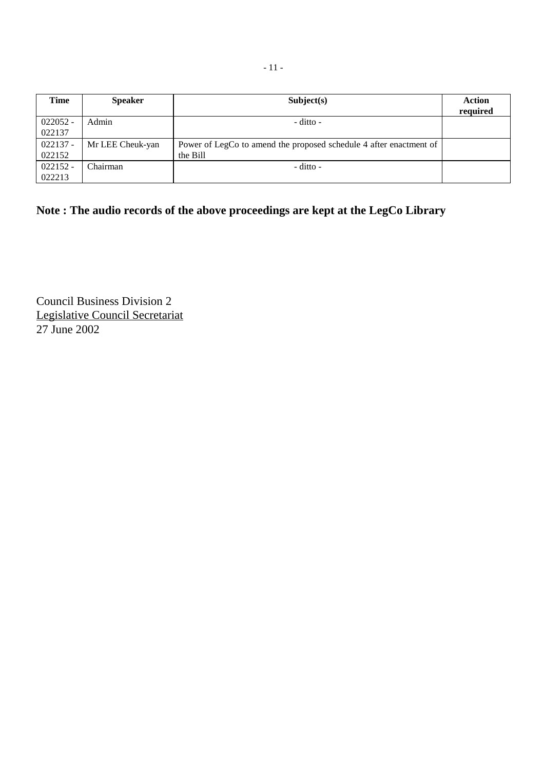| Time | Speaker | Subject(s) | Action required |
|---|---|---|---|
| 022052 - 022137 | Admin | - ditto - | |
| 022137 - 022152 | Mr LEE Cheuk-yan | Power of LegCo to amend the proposed schedule 4 after enactment of the Bill | |
| 022152 - 022213 | Chairman | - ditto - | |

**Note : The audio records of the above proceedings are kept at the LegCo Library**

Council Business Division 2
Legislative Council Secretariat
27 June 2002